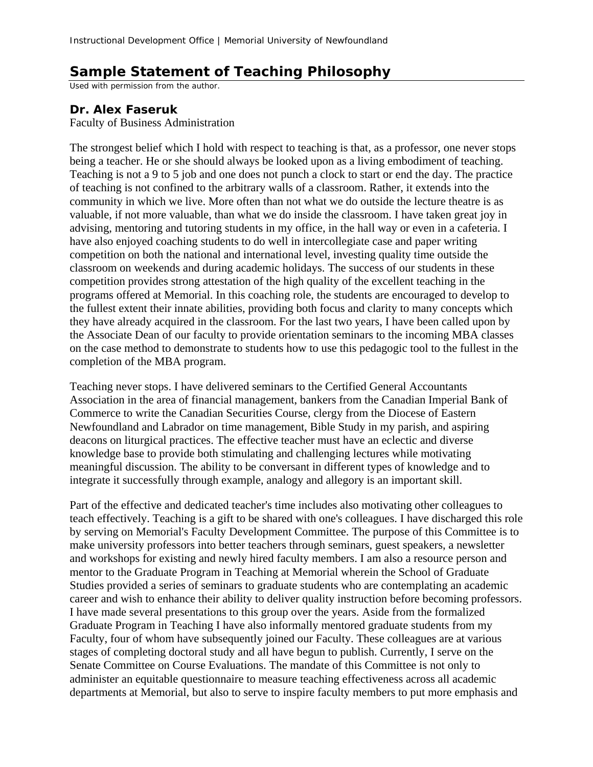# Sample Statement of Teaching Philosophy

*Used with permission from the author.*

### Dr. Alex Faseruk

Faculty of Business Administration

The strongest belief which I hold with respect to teaching is that, as a professor, one never stops being a teacher. He or she should always be looked upon as a living embodiment of teaching. Teaching is not a 9 to 5 job and one does not punch a clock to start or end the day. The practice of teaching is not confined to the arbitrary walls of a classroom. Rather, it extends into the community in which we live. More often than not what we do outside the lecture theatre is as valuable, if not more valuable, than what we do inside the classroom. I have taken great joy in advising, mentoring and tutoring students in my office, in the hall way or even in a cafeteria. I have also enjoyed coaching students to do well in intercollegiate case and paper writing competition on both the national and international level, investing quality time outside the classroom on weekends and during academic holidays. The success of our students in these competition provides strong attestation of the high quality of the excellent teaching in the programs offered at Memorial. In this coaching role, the students are encouraged to develop to the fullest extent their innate abilities, providing both focus and clarity to many concepts which they have already acquired in the classroom. For the last two years, I have been called upon by the Associate Dean of our faculty to provide orientation seminars to the incoming MBA classes on the case method to demonstrate to students how to use this pedagogic tool to the fullest in the completion of the MBA program.

Teaching never stops. I have delivered seminars to the Certified General Accountants Association in the area of financial management, bankers from the Canadian Imperial Bank of Commerce to write the Canadian Securities Course, clergy from the Diocese of Eastern Newfoundland and Labrador on time management, Bible Study in my parish, and aspiring deacons on liturgical practices. The effective teacher must have an eclectic and diverse knowledge base to provide both stimulating and challenging lectures while motivating meaningful discussion. The ability to be conversant in different types of knowledge and to integrate it successfully through example, analogy and allegory is an important skill.

Part of the effective and dedicated teacher's time includes also motivating other colleagues to teach effectively. Teaching is a gift to be shared with one's colleagues. I have discharged this role by serving on Memorial's Faculty Development Committee. The purpose of this Committee is to make university professors into better teachers through seminars, guest speakers, a newsletter and workshops for existing and newly hired faculty members. I am also a resource person and mentor to the Graduate Program in Teaching at Memorial wherein the School of Graduate Studies provided a series of seminars to graduate students who are contemplating an academic career and wish to enhance their ability to deliver quality instruction before becoming professors. I have made several presentations to this group over the years. Aside from the formalized Graduate Program in Teaching I have also informally mentored graduate students from my Faculty, four of whom have subsequently joined our Faculty. These colleagues are at various stages of completing doctoral study and all have begun to publish. Currently, I serve on the Senate Committee on Course Evaluations. The mandate of this Committee is not only to administer an equitable questionnaire to measure teaching effectiveness across all academic departments at Memorial, but also to serve to inspire faculty members to put more emphasis and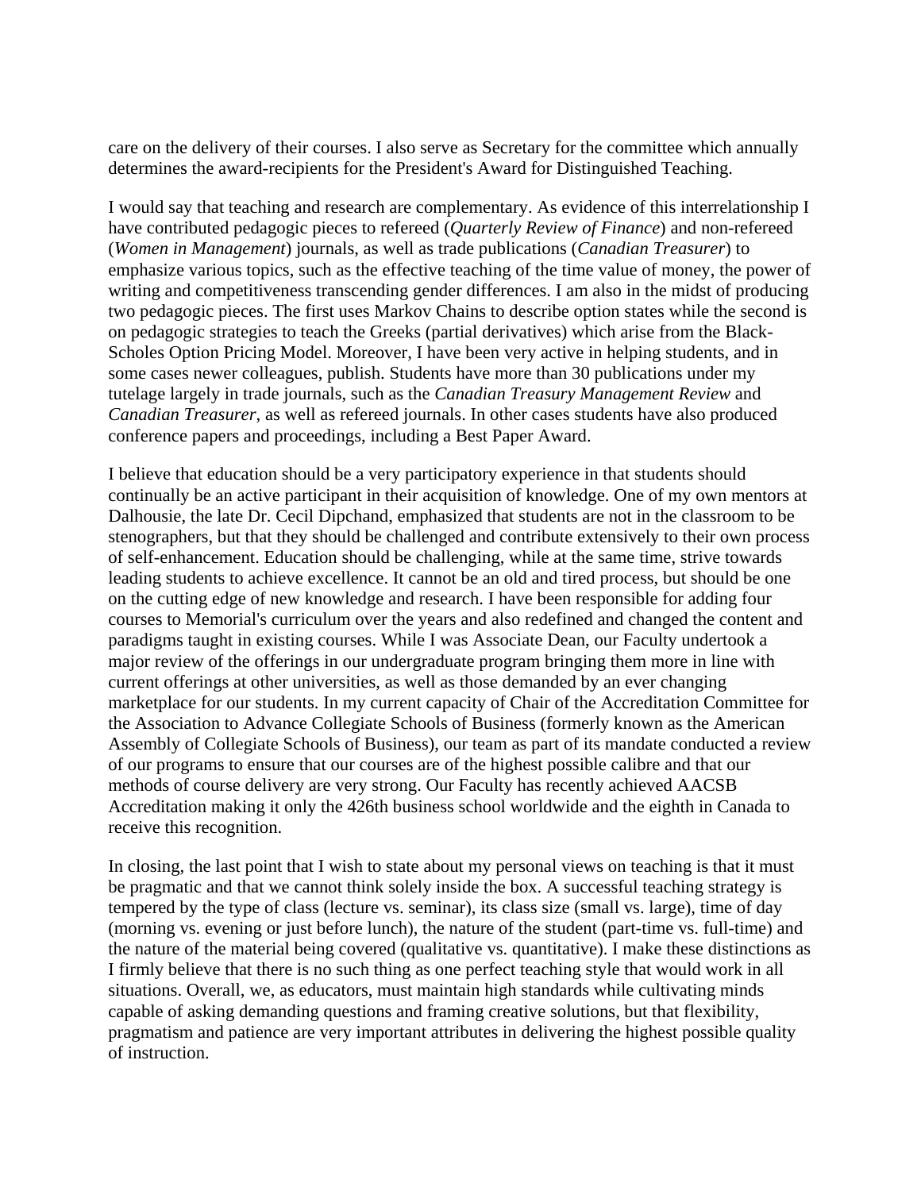care on the delivery of their courses. I also serve as Secretary for the committee which annually determines the award-recipients for the President's Award for Distinguished Teaching.

I would say that teaching and research are complementary. As evidence of this interrelationship I have contributed pedagogic pieces to refereed (*Quarterly Review of Finance*) and non-refereed (*Women in Management*) journals, as well as trade publications (*Canadian Treasurer*) to emphasize various topics, such as the effective teaching of the time value of money, the power of writing and competitiveness transcending gender differences. I am also in the midst of producing two pedagogic pieces. The first uses Markov Chains to describe option states while the second is on pedagogic strategies to teach the Greeks (partial derivatives) which arise from the Black-Scholes Option Pricing Model. Moreover, I have been very active in helping students, and in some cases newer colleagues, publish. Students have more than 30 publications under my tutelage largely in trade journals, such as the *Canadian Treasury Management Review* and *Canadian Treasurer*, as well as refereed journals. In other cases students have also produced conference papers and proceedings, including a Best Paper Award.

I believe that education should be a very participatory experience in that students should continually be an active participant in their acquisition of knowledge. One of my own mentors at Dalhousie, the late Dr. Cecil Dipchand, emphasized that students are not in the classroom to be stenographers, but that they should be challenged and contribute extensively to their own process of self-enhancement. Education should be challenging, while at the same time, strive towards leading students to achieve excellence. It cannot be an old and tired process, but should be one on the cutting edge of new knowledge and research. I have been responsible for adding four courses to Memorial's curriculum over the years and also redefined and changed the content and paradigms taught in existing courses. While I was Associate Dean, our Faculty undertook a major review of the offerings in our undergraduate program bringing them more in line with current offerings at other universities, as well as those demanded by an ever changing marketplace for our students. In my current capacity of Chair of the Accreditation Committee for the Association to Advance Collegiate Schools of Business (formerly known as the American Assembly of Collegiate Schools of Business), our team as part of its mandate conducted a review of our programs to ensure that our courses are of the highest possible calibre and that our methods of course delivery are very strong. Our Faculty has recently achieved AACSB Accreditation making it only the 426th business school worldwide and the eighth in Canada to receive this recognition.

In closing, the last point that I wish to state about my personal views on teaching is that it must be pragmatic and that we cannot think solely inside the box. A successful teaching strategy is tempered by the type of class (lecture vs. seminar), its class size (small vs. large), time of day (morning vs. evening or just before lunch), the nature of the student (part-time vs. full-time) and the nature of the material being covered (qualitative vs. quantitative). I make these distinctions as I firmly believe that there is no such thing as one perfect teaching style that would work in all situations. Overall, we, as educators, must maintain high standards while cultivating minds capable of asking demanding questions and framing creative solutions, but that flexibility, pragmatism and patience are very important attributes in delivering the highest possible quality of instruction.